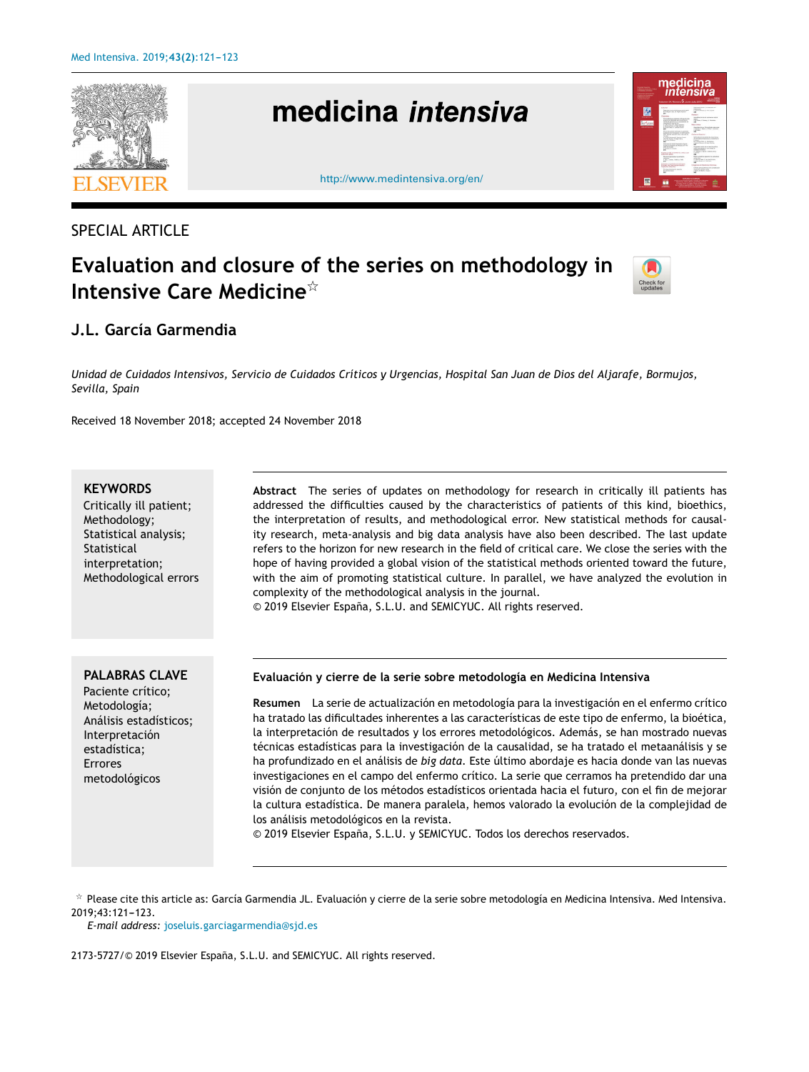SPECIAL ARTICLE

# Evaluation and closure of the series on methodology in Intensive Care Medicine☆

## J.L. García Garmendia

*Unidad de Cuidados Intensivos, Servicio de Cuidados Críticos y Urgencias, Hospital San Juan de Dios del Aljarafe, Bormujos, Sevilla, Spain*

Received 18 November 2018; accepted 24 November 2018

**KEYWORDS**
Critically ill patient;
Methodology;
Statistical analysis;
Statistical interpretation;
Methodological errors

**Abstract** The series of updates on methodology for research in critically ill patients has addressed the difficulties caused by the characteristics of patients of this kind, bioethics, the interpretation of results, and methodological error. New statistical methods for causality research, meta-analysis and big data analysis have also been described. The last update refers to the horizon for new research in the field of critical care. We close the series with the hope of having provided a global vision of the statistical methods oriented toward the future, with the aim of promoting statistical culture. In parallel, we have analyzed the evolution in complexity of the methodological analysis in the journal.
© 2019 Elsevier España, S.L.U. and SEMICYUC. All rights reserved.

**PALABRAS CLAVE**
Paciente crítico;
Metodología;
Análisis estadísticos;
Interpretación estadística;
Errores metodológicos

**Evaluación y cierre de la serie sobre metodología en Medicina Intensiva**

**Resumen** La serie de actualización en metodología para la investigación en el enfermo crítico ha tratado las dificultades inherentes a las características de este tipo de enfermo, la bioética, la interpretación de resultados y los errores metodológicos. Además, se han mostrado nuevas técnicas estadísticas para la investigación de la causalidad, se ha tratado el metaanálisis y se ha profundizado en el análisis de *big data*. Este último abordaje es hacia donde van las nuevas investigaciones en el campo del enfermo crítico. La serie que cerramos ha pretendido dar una visión de conjunto de los métodos estadísticos orientada hacia el futuro, con el fin de mejorar la cultura estadística. De manera paralela, hemos valorado la evolución de la complejidad de los análisis metodológicos en la revista.
© 2019 Elsevier España, S.L.U. y SEMICYUC. Todos los derechos reservados.

☆ Please cite this article as: García Garmendia JL. Evaluación y cierre de la serie sobre metodología en Medicina Intensiva. Med Intensiva. 2019;43:121–123.
*E-mail address:* joseluis.garciagarmendia@sjd.es

2173-5727/© 2019 Elsevier España, S.L.U. and SEMICYUC. All rights reserved.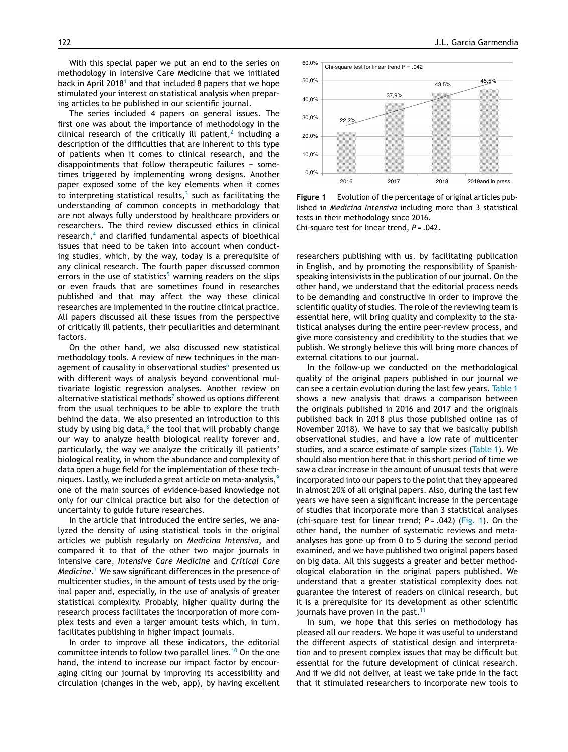With this special paper we put an end to the series on methodology in Intensive Care Medicine that we initiated back in April 2018[1] and that included 8 papers that we hope stimulated your interest on statistical analysis when preparing articles to be published in our scientific journal.

The series included 4 papers on general issues. The first one was about the importance of methodology in the clinical research of the critically ill patient,[2] including a description of the difficulties that are inherent to this type of patients when it comes to clinical research, and the disappointments that follow therapeutic failures – sometimes triggered by implementing wrong designs. Another paper exposed some of the key elements when it comes to interpreting statistical results,[3] such as facilitating the understanding of common concepts in methodology that are not always fully understood by healthcare providers or researchers. The third review discussed ethics in clinical research,[4] and clarified fundamental aspects of bioethical issues that need to be taken into account when conducting studies which, by the way, today is a prerequisite of any clinical research. The fourth paper discussed common errors in the use of statistics[5] warning readers on the slips or even frauds that are sometimes found in researches published and that may affect the way these clinical researches are implemented in the routine clinical practice. All papers discussed all these issues from the perspective of critically ill patients, their peculiarities and determinant factors.

On the other hand, we also discussed new statistical methodology tools. A review of new techniques in the management of causality in observational studies[6] presented us with different ways of analysis beyond conventional multivariate logistic regression analyses. Another review on alternative statistical methods[7] showed us options different from the usual techniques to be able to explore the truth behind the data. We also presented an introduction to this study by using big data,[8] the tool that will probably change our way to analyze health biological reality forever and, particularly, the way we analyze the critically ill patients' biological reality, in whom the abundance and complexity of data open a huge field for the implementation of these techniques. Lastly, we included a great article on meta-analysis,[9] one of the main sources of evidence-based knowledge not only for our clinical practice but also for the detection of uncertainty to guide future researches.

In the article that introduced the entire series, we analyzed the density of using statistical tools in the original articles we publish regularly on *Medicina Intensiva*, and compared it to that of the other two major journals in intensive care, *Intensive Care Medicine* and *Critical Care Medicine*.[1] We saw significant differences in the presence of multicenter studies, in the amount of tests used by the original paper and, especially, in the use of analysis of greater statistical complexity. Probably, higher quality during the research process facilitates the incorporation of more complex tests and even a larger amount tests which, in turn, facilitates publishing in higher impact journals.

In order to improve all these indicators, the editorial committee intends to follow two parallel lines.[10] On the one hand, the intend to increase our impact factor by encouraging citing our journal by improving its accessibility and circulation (changes in the web, app), by having excellent researchers publishing with us, by facilitating publication in English, and by promoting the responsibility of Spanish-speaking intensivists in the publication of our journal. On the other hand, we understand that the editorial process needs to be demanding and constructive in order to improve the scientific quality of studies. The role of the reviewing team is essential here, will bring quality and complexity to the statistical analyses during the entire peer-review process, and give more consistency and credibility to the studies that we publish. We strongly believe this will bring more chances of external citations to our journal.

Chi-square test for linear trend P = .042

60,0%
50,0%
40,0%
30,0%
20,0%
10,0%
0,0%

22,2%
37,9%
43,5%
45,5%

2016
2017
2018
2019and in press

**Figure 1** Evolution of the percentage of original articles published in *Medicina Intensiva* including more than 3 statistical tests in their methodology since 2016.
Chi-square test for linear trend, $P = .042$.

In the follow-up we conducted on the methodological quality of the original papers published in our journal we can see a certain evolution during the last few years. Table 1 shows a new analysis that draws a comparison between the originals published in 2016 and 2017 and the originals published back in 2018 plus those published online (as of November 2018). We have to say that we basically publish observational studies, and have a low rate of multicenter studies, and a scarce estimate of sample sizes (Table 1). We should also mention here that in this short period of time we saw a clear increase in the amount of unusual tests that were incorporated into our papers to the point that they appeared in almost 20% of all original papers. Also, during the last few years we have seen a significant increase in the percentage of studies that incorporate more than 3 statistical analyses (chi-square test for linear trend; $P = .042$) (Fig. 1). On the other hand, the number of systematic reviews and meta-analyses has gone up from 0 to 5 during the second period examined, and we have published two original papers based on big data. All this suggests a greater and better methodological elaboration in the original papers published. We understand that a greater statistical complexity does not guarantee the interest of readers on clinical research, but it is a prerequisite for its development as other scientific journals have proven in the past.[11]

In sum, we hope that this series on methodology has pleased all our readers. We hope it was useful to understand the different aspects of statistical design and interpretation and to present complex issues that may be difficult but essential for the future development of clinical research. And if we did not deliver, at least we take pride in the fact that it stimulated researchers to incorporate new tools to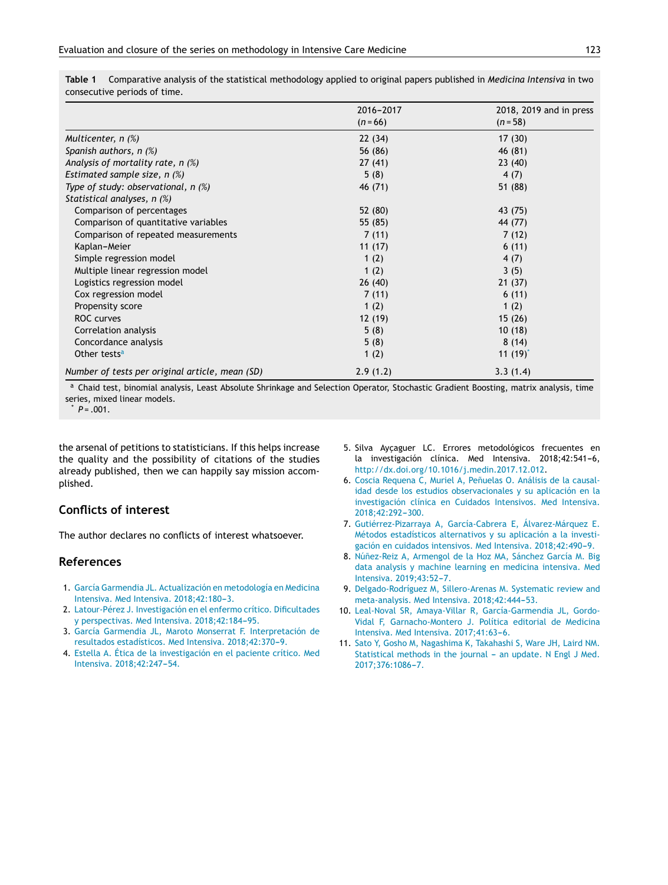**Table 1** Comparative analysis of the statistical methodology applied to original papers published in *Medicina Intensiva* in two consecutive periods of time.

| | 2016–2017 ($n = 66$) | 2018, 2019 and in press ($n = 58$) |
|---|---|---|
| *Multicenter, n (%)* | 22 (34) | 17 (30) |
| *Spanish authors, n (%)* | 56 (86) | 46 (81) |
| *Analysis of mortality rate, n (%)* | 27 (41) | 23 (40) |
| *Estimated sample size, n (%)* | 5 (8) | 4 (7) |
| *Type of study: observational, n (%)* | 46 (71) | 51 (88) |
| *Statistical analyses, n (%)* | | |
| Comparison of percentages | 52 (80) | 43 (75) |
| Comparison of quantitative variables | 55 (85) | 44 (77) |
| Comparison of repeated measurements | 7 (11) | 7 (12) |
| Kaplan–Meier | 11 (17) | 6 (11) |
| Simple regression model | 1 (2) | 4 (7) |
| Multiple linear regression model | 1 (2) | 3 (5) |
| Logistics regression model | 26 (40) | 21 (37) |
| Cox regression model | 7 (11) | 6 (11) |
| Propensity score | 1 (2) | 1 (2) |
| ROC curves | 12 (19) | 15 (26) |
| Correlation analysis | 5 (8) | 10 (18) |
| Concordance analysis | 5 (8) | 8 (14) |
| Other tests[a] | 1 (2) | 11 (19)* |
| *Number of tests per original article, mean (SD)* | 2.9 (1.2) | 3.3 (1.4) |

[a] Chaid test, binomial analysis, Least Absolute Shrinkage and Selection Operator, Stochastic Gradient Boosting, matrix analysis, time series, mixed linear models.
\* $P = .001$.

the arsenal of petitions to statisticians. If this helps increase the quality and the possibility of citations of the studies already published, then we can happily say mission accomplished.

## Conflicts of interest

The author declares no conflicts of interest whatsoever.

## References

1. García Garmendia JL. Actualización en metodología en Medicina Intensiva. Med Intensiva. 2018;42:180–3.
2. Latour-Pérez J. Investigación en el enfermo crítico. Dificultades y perspectivas. Med Intensiva. 2018;42:184–95.
3. García Garmendia JL, Maroto Monserrat F. Interpretación de resultados estadísticos. Med Intensiva. 2018;42:370–9.
4. Estella A. Ética de la investigación en el paciente crítico. Med Intensiva. 2018;42:247–54.
5. Silva Ayçaguer LC. Errores metodológicos frecuentes en la investigación clínica. Med Intensiva. 2018;42:541–6, http://dx.doi.org/10.1016/j.medin.2017.12.012.
6. Coscia Requena C, Muriel A, Peñuelas O. Análisis de la causalidad desde los estudios observacionales y su aplicación en la investigación clínica en Cuidados Intensivos. Med Intensiva. 2018;42:292–300.
7. Gutiérrez-Pizarraya A, García-Cabrera E, Álvarez-Márquez E. Métodos estadísticos alternativos y su aplicación a la investigación en cuidados intensivos. Med Intensiva. 2018;42:490–9.
8. Núñez-Reiz A, Armengol de la Hoz MA, Sánchez García M. Big data analysis y machine learning en medicina intensiva. Med Intensiva. 2019;43:52–7.
9. Delgado-Rodríguez M, Sillero-Arenas M. Systematic review and meta-analysis. Med Intensiva. 2018;42:444–53.
10. Leal-Noval SR, Amaya-Villar R, García-Garmendia JL, Gordo-Vidal F, Garnacho-Montero J. Política editorial de Medicina Intensiva. Med Intensiva. 2017;41:63–6.
11. Sato Y, Gosho M, Nagashima K, Takahashi S, Ware JH, Laird NM. Statistical methods in the journal – an update. N Engl J Med. 2017;376:1086–7.